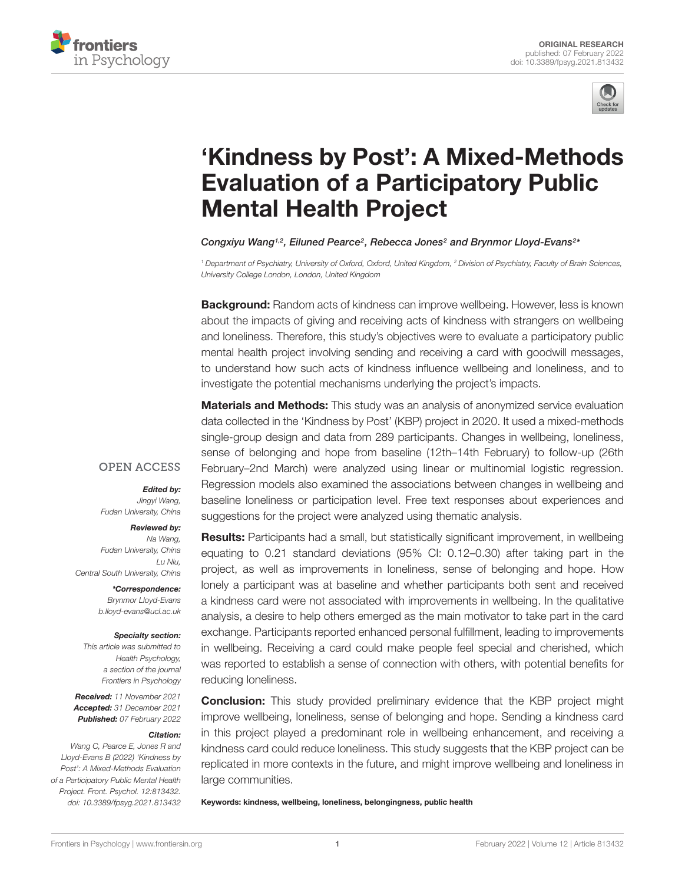ORIGINAL RESEARCH
published: 07 February 2022
doi: 10.3389/fpsyg.2021.813432

# 'Kindness by Post': A Mixed-Methods Evaluation of a Participatory Public Mental Health Project

*Congxiyu Wang[1,2], Eiluned Pearce[2], Rebecca Jones[2] and Brynmor Lloyd-Evans[2]\**

[1] Department of Psychiatry, University of Oxford, Oxford, United Kingdom, [2] Division of Psychiatry, Faculty of Brain Sciences, University College London, London, United Kingdom

**Background:** Random acts of kindness can improve wellbeing. However, less is known about the impacts of giving and receiving acts of kindness with strangers on wellbeing and loneliness. Therefore, this study's objectives were to evaluate a participatory public mental health project involving sending and receiving a card with goodwill messages, to understand how such acts of kindness influence wellbeing and loneliness, and to investigate the potential mechanisms underlying the project's impacts.

**Materials and Methods:** This study was an analysis of anonymized service evaluation data collected in the 'Kindness by Post' (KBP) project in 2020. It used a mixed-methods single-group design and data from 289 participants. Changes in wellbeing, loneliness, sense of belonging and hope from baseline (12th–14th February) to follow-up (26th February–2nd March) were analyzed using linear or multinomial logistic regression. Regression models also examined the associations between changes in wellbeing and baseline loneliness or participation level. Free text responses about experiences and suggestions for the project were analyzed using thematic analysis.

**Results:** Participants had a small, but statistically significant improvement, in wellbeing equating to 0.21 standard deviations (95% CI: 0.12–0.30) after taking part in the project, as well as improvements in loneliness, sense of belonging and hope. How lonely a participant was at baseline and whether participants both sent and received a kindness card were not associated with improvements in wellbeing. In the qualitative analysis, a desire to help others emerged as the main motivator to take part in the card exchange. Participants reported enhanced personal fulfillment, leading to improvements in wellbeing. Receiving a card could make people feel special and cherished, which was reported to establish a sense of connection with others, with potential benefits for reducing loneliness.

**Conclusion:** This study provided preliminary evidence that the KBP project might improve wellbeing, loneliness, sense of belonging and hope. Sending a kindness card in this project played a predominant role in wellbeing enhancement, and receiving a kindness card could reduce loneliness. This study suggests that the KBP project can be replicated in more contexts in the future, and might improve wellbeing and loneliness in large communities.

**Keywords: kindness, wellbeing, loneliness, belongingness, public health**

OPEN ACCESS

***Edited by:***
*Jingyi Wang,*
*Fudan University, China*

***Reviewed by:***
*Na Wang,*
*Fudan University, China*
*Lu Niu,*
*Central South University, China*

***\*Correspondence:***
*Brynmor Lloyd-Evans*
*b.lloyd-evans@ucl.ac.uk*

***Specialty section:***
*This article was submitted to Health Psychology, a section of the journal Frontiers in Psychology*

***Received:*** *11 November 2021*
***Accepted:*** *31 December 2021*
***Published:*** *07 February 2022*

***Citation:***
*Wang C, Pearce E, Jones R and Lloyd-Evans B (2022) 'Kindness by Post': A Mixed-Methods Evaluation of a Participatory Public Mental Health Project. Front. Psychol. 12:813432. doi: 10.3389/fpsyg.2021.813432*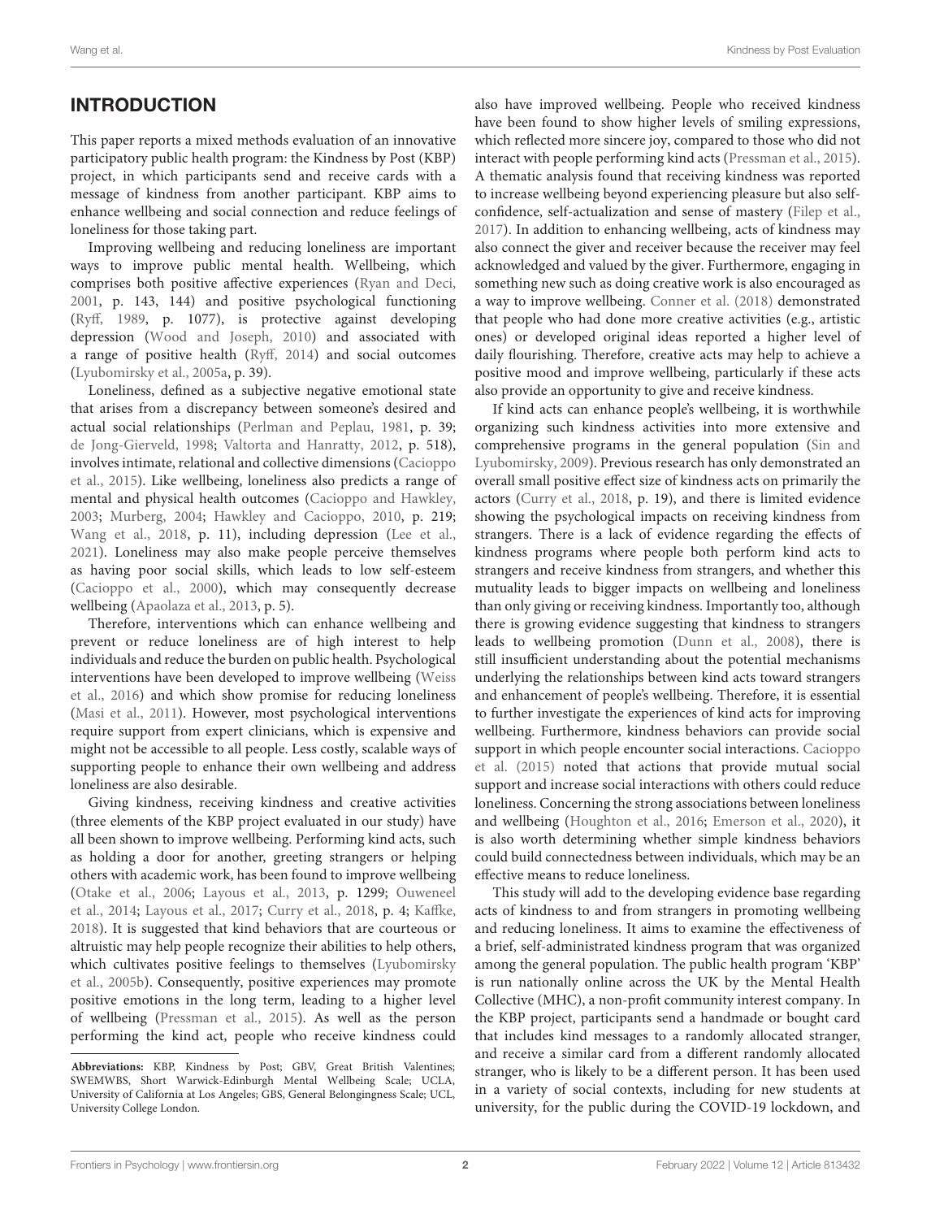## INTRODUCTION

This paper reports a mixed methods evaluation of an innovative participatory public health program: the Kindness by Post (KBP) project, in which participants send and receive cards with a message of kindness from another participant. KBP aims to enhance wellbeing and social connection and reduce feelings of loneliness for those taking part.

Improving wellbeing and reducing loneliness are important ways to improve public mental health. Wellbeing, which comprises both positive affective experiences (Ryan and Deci, 2001, p. 143, 144) and positive psychological functioning (Ryff, 1989, p. 1077), is protective against developing depression (Wood and Joseph, 2010) and associated with a range of positive health (Ryff, 2014) and social outcomes (Lyubomirsky et al., 2005a, p. 39).

Loneliness, defined as a subjective negative emotional state that arises from a discrepancy between someone's desired and actual social relationships (Perlman and Peplau, 1981, p. 39; de Jong-Gierveld, 1998; Valtorta and Hanratty, 2012, p. 518), involves intimate, relational and collective dimensions (Cacioppo et al., 2015). Like wellbeing, loneliness also predicts a range of mental and physical health outcomes (Cacioppo and Hawkley, 2003; Murberg, 2004; Hawkley and Cacioppo, 2010, p. 219; Wang et al., 2018, p. 11), including depression (Lee et al., 2021). Loneliness may also make people perceive themselves as having poor social skills, which leads to low self-esteem (Cacioppo et al., 2000), which may consequently decrease wellbeing (Apaolaza et al., 2013, p. 5).

Therefore, interventions which can enhance wellbeing and prevent or reduce loneliness are of high interest to help individuals and reduce the burden on public health. Psychological interventions have been developed to improve wellbeing (Weiss et al., 2016) and which show promise for reducing loneliness (Masi et al., 2011). However, most psychological interventions require support from expert clinicians, which is expensive and might not be accessible to all people. Less costly, scalable ways of supporting people to enhance their own wellbeing and address loneliness are also desirable.

Giving kindness, receiving kindness and creative activities (three elements of the KBP project evaluated in our study) have all been shown to improve wellbeing. Performing kind acts, such as holding a door for another, greeting strangers or helping others with academic work, has been found to improve wellbeing (Otake et al., 2006; Layous et al., 2013, p. 1299; Ouweneel et al., 2014; Layous et al., 2017; Curry et al., 2018, p. 4; Kaffke, 2018). It is suggested that kind behaviors that are courteous or altruistic may help people recognize their abilities to help others, which cultivates positive feelings to themselves (Lyubomirsky et al., 2005b). Consequently, positive experiences may promote positive emotions in the long term, leading to a higher level of wellbeing (Pressman et al., 2015). As well as the person performing the kind act, people who receive kindness could also have improved wellbeing. People who received kindness have been found to show higher levels of smiling expressions, which reflected more sincere joy, compared to those who did not interact with people performing kind acts (Pressman et al., 2015). A thematic analysis found that receiving kindness was reported to increase wellbeing beyond experiencing pleasure but also self-confidence, self-actualization and sense of mastery (Filep et al., 2017). In addition to enhancing wellbeing, acts of kindness may also connect the giver and receiver because the receiver may feel acknowledged and valued by the giver. Furthermore, engaging in something new such as doing creative work is also encouraged as a way to improve wellbeing. Conner et al. (2018) demonstrated that people who had done more creative activities (e.g., artistic ones) or developed original ideas reported a higher level of daily flourishing. Therefore, creative acts may help to achieve a positive mood and improve wellbeing, particularly if these acts also provide an opportunity to give and receive kindness.

If kind acts can enhance people's wellbeing, it is worthwhile organizing such kindness activities into more extensive and comprehensive programs in the general population (Sin and Lyubomirsky, 2009). Previous research has only demonstrated an overall small positive effect size of kindness acts on primarily the actors (Curry et al., 2018, p. 19), and there is limited evidence showing the psychological impacts on receiving kindness from strangers. There is a lack of evidence regarding the effects of kindness programs where people both perform kind acts to strangers and receive kindness from strangers, and whether this mutuality leads to bigger impacts on wellbeing and loneliness than only giving or receiving kindness. Importantly too, although there is growing evidence suggesting that kindness to strangers leads to wellbeing promotion (Dunn et al., 2008), there is still insufficient understanding about the potential mechanisms underlying the relationships between kind acts toward strangers and enhancement of people's wellbeing. Therefore, it is essential to further investigate the experiences of kind acts for improving wellbeing. Furthermore, kindness behaviors can provide social support in which people encounter social interactions. Cacioppo et al. (2015) noted that actions that provide mutual social support and increase social interactions with others could reduce loneliness. Concerning the strong associations between loneliness and wellbeing (Houghton et al., 2016; Emerson et al., 2020), it is also worth determining whether simple kindness behaviors could build connectedness between individuals, which may be an effective means to reduce loneliness.

This study will add to the developing evidence base regarding acts of kindness to and from strangers in promoting wellbeing and reducing loneliness. It aims to examine the effectiveness of a brief, self-administrated kindness program that was organized among the general population. The public health program 'KBP' is run nationally online across the UK by the Mental Health Collective (MHC), a non-profit community interest company. In the KBP project, participants send a handmade or bought card that includes kind messages to a randomly allocated stranger, and receive a similar card from a different randomly allocated stranger, who is likely to be a different person. It has been used in a variety of social contexts, including for new students at university, for the public during the COVID-19 lockdown, and

**Abbreviations:** KBP, Kindness by Post; GBV, Great British Valentines; SWEMWBS, Short Warwick-Edinburgh Mental Wellbeing Scale; UCLA, University of California at Los Angeles; GBS, General Belongingness Scale; UCL, University College London.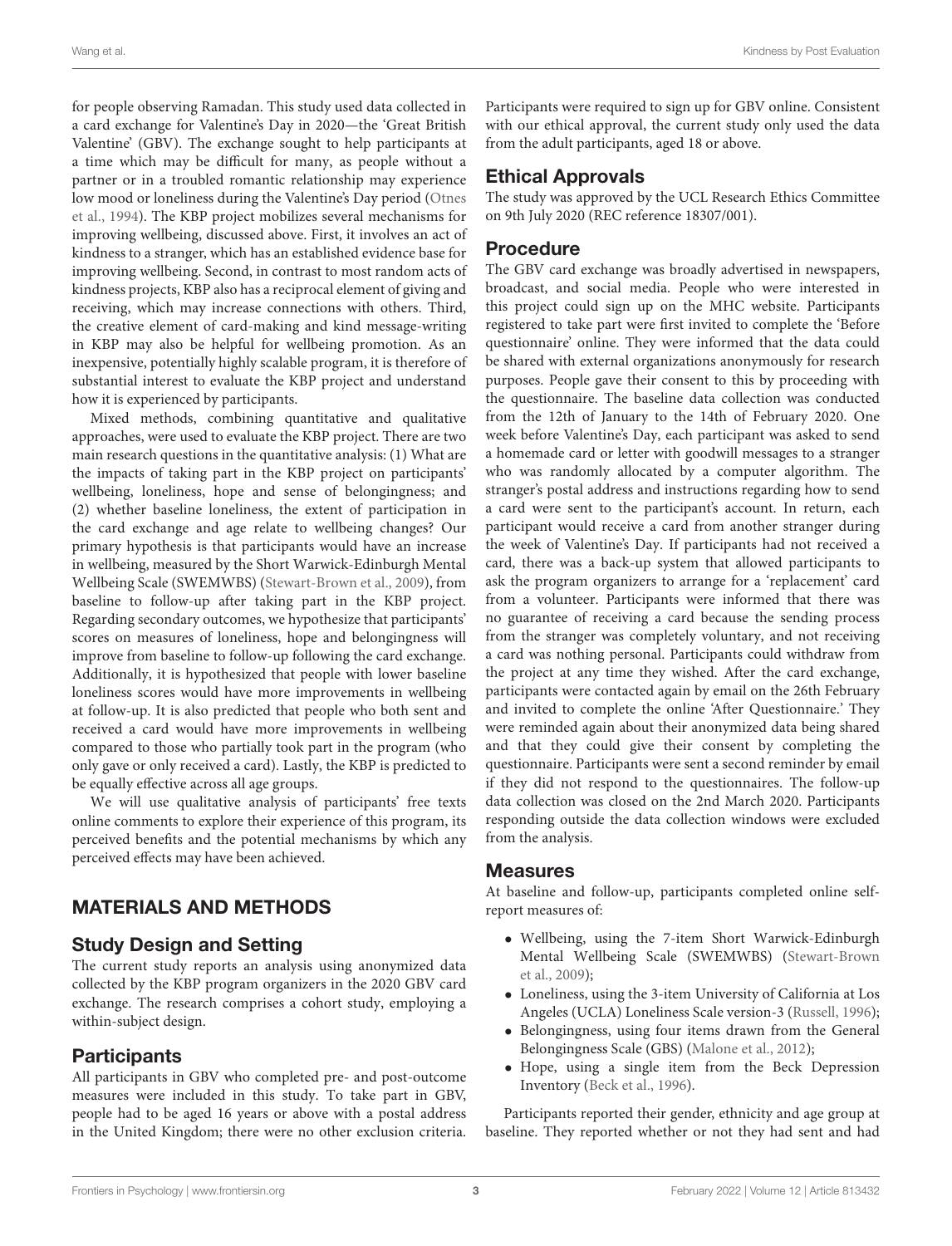for people observing Ramadan. This study used data collected in a card exchange for Valentine's Day in 2020—the 'Great British Valentine' (GBV). The exchange sought to help participants at a time which may be difficult for many, as people without a partner or in a troubled romantic relationship may experience low mood or loneliness during the Valentine's Day period (Otnes et al., 1994). The KBP project mobilizes several mechanisms for improving wellbeing, discussed above. First, it involves an act of kindness to a stranger, which has an established evidence base for improving wellbeing. Second, in contrast to most random acts of kindness projects, KBP also has a reciprocal element of giving and receiving, which may increase connections with others. Third, the creative element of card-making and kind message-writing in KBP may also be helpful for wellbeing promotion. As an inexpensive, potentially highly scalable program, it is therefore of substantial interest to evaluate the KBP project and understand how it is experienced by participants.

Mixed methods, combining quantitative and qualitative approaches, were used to evaluate the KBP project. There are two main research questions in the quantitative analysis: (1) What are the impacts of taking part in the KBP project on participants' wellbeing, loneliness, hope and sense of belongingness; and (2) whether baseline loneliness, the extent of participation in the card exchange and age relate to wellbeing changes? Our primary hypothesis is that participants would have an increase in wellbeing, measured by the Short Warwick-Edinburgh Mental Wellbeing Scale (SWEMWBS) (Stewart-Brown et al., 2009), from baseline to follow-up after taking part in the KBP project. Regarding secondary outcomes, we hypothesize that participants' scores on measures of loneliness, hope and belongingness will improve from baseline to follow-up following the card exchange. Additionally, it is hypothesized that people with lower baseline loneliness scores would have more improvements in wellbeing at follow-up. It is also predicted that people who both sent and received a card would have more improvements in wellbeing compared to those who partially took part in the program (who only gave or only received a card). Lastly, the KBP is predicted to be equally effective across all age groups.

We will use qualitative analysis of participants' free texts online comments to explore their experience of this program, its perceived benefits and the potential mechanisms by which any perceived effects may have been achieved.

# MATERIALS AND METHODS

## Study Design and Setting

The current study reports an analysis using anonymized data collected by the KBP program organizers in the 2020 GBV card exchange. The research comprises a cohort study, employing a within-subject design.

## Participants

All participants in GBV who completed pre- and post-outcome measures were included in this study. To take part in GBV, people had to be aged 16 years or above with a postal address in the United Kingdom; there were no other exclusion criteria. Participants were required to sign up for GBV online. Consistent with our ethical approval, the current study only used the data from the adult participants, aged 18 or above.

## Ethical Approvals

The study was approved by the UCL Research Ethics Committee on 9th July 2020 (REC reference 18307/001).

## Procedure

The GBV card exchange was broadly advertised in newspapers, broadcast, and social media. People who were interested in this project could sign up on the MHC website. Participants registered to take part were first invited to complete the 'Before questionnaire' online. They were informed that the data could be shared with external organizations anonymously for research purposes. People gave their consent to this by proceeding with the questionnaire. The baseline data collection was conducted from the 12th of January to the 14th of February 2020. One week before Valentine's Day, each participant was asked to send a homemade card or letter with goodwill messages to a stranger who was randomly allocated by a computer algorithm. The stranger's postal address and instructions regarding how to send a card were sent to the participant's account. In return, each participant would receive a card from another stranger during the week of Valentine's Day. If participants had not received a card, there was a back-up system that allowed participants to ask the program organizers to arrange for a 'replacement' card from a volunteer. Participants were informed that there was no guarantee of receiving a card because the sending process from the stranger was completely voluntary, and not receiving a card was nothing personal. Participants could withdraw from the project at any time they wished. After the card exchange, participants were contacted again by email on the 26th February and invited to complete the online 'After Questionnaire.' They were reminded again about their anonymized data being shared and that they could give their consent by completing the questionnaire. Participants were sent a second reminder by email if they did not respond to the questionnaires. The follow-up data collection was closed on the 2nd March 2020. Participants responding outside the data collection windows were excluded from the analysis.

## Measures

At baseline and follow-up, participants completed online self-report measures of:

- Wellbeing, using the 7-item Short Warwick-Edinburgh Mental Wellbeing Scale (SWEMWBS) (Stewart-Brown et al., 2009);
- Loneliness, using the 3-item University of California at Los Angeles (UCLA) Loneliness Scale version-3 (Russell, 1996);
- Belongingness, using four items drawn from the General Belongingness Scale (GBS) (Malone et al., 2012);
- Hope, using a single item from the Beck Depression Inventory (Beck et al., 1996).

Participants reported their gender, ethnicity and age group at baseline. They reported whether or not they had sent and had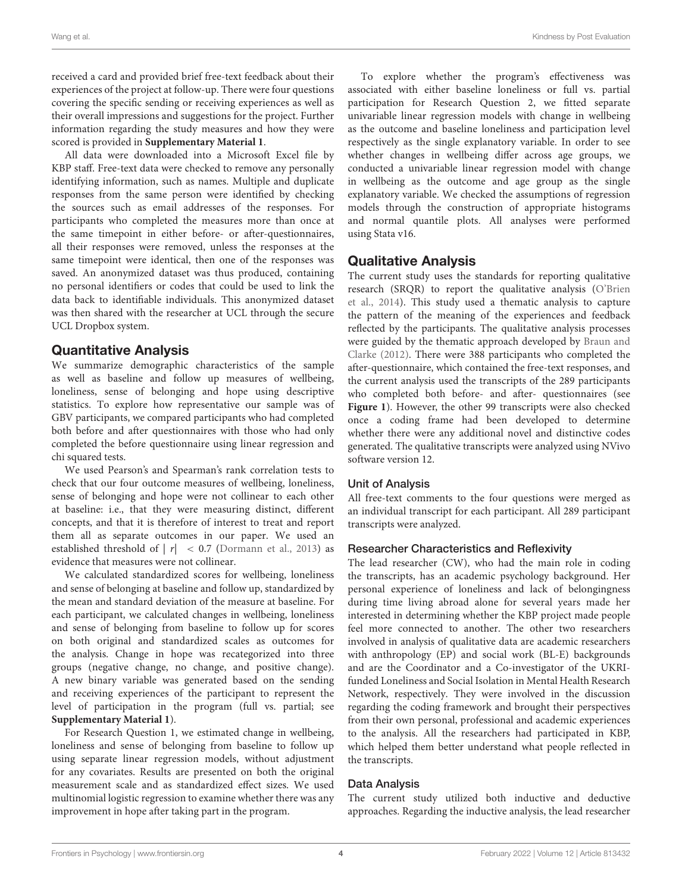received a card and provided brief free-text feedback about their experiences of the project at follow-up. There were four questions covering the specific sending or receiving experiences as well as their overall impressions and suggestions for the project. Further information regarding the study measures and how they were scored is provided in **Supplementary Material 1**.

All data were downloaded into a Microsoft Excel file by KBP staff. Free-text data were checked to remove any personally identifying information, such as names. Multiple and duplicate responses from the same person were identified by checking the sources such as email addresses of the responses. For participants who completed the measures more than once at the same timepoint in either before- or after-questionnaires, all their responses were removed, unless the responses at the same timepoint were identical, then one of the responses was saved. An anonymized dataset was thus produced, containing no personal identifiers or codes that could be used to link the data back to identifiable individuals. This anonymized dataset was then shared with the researcher at UCL through the secure UCL Dropbox system.

## Quantitative Analysis

We summarize demographic characteristics of the sample as well as baseline and follow up measures of wellbeing, loneliness, sense of belonging and hope using descriptive statistics. To explore how representative our sample was of GBV participants, we compared participants who had completed both before and after questionnaires with those who had only completed the before questionnaire using linear regression and chi squared tests.

We used Pearson's and Spearman's rank correlation tests to check that our four outcome measures of wellbeing, loneliness, sense of belonging and hope were not collinear to each other at baseline: i.e., that they were measuring distinct, different concepts, and that it is therefore of interest to treat and report them all as separate outcomes in our paper. We used an established threshold of $|r| < 0.7$ (Dormann et al., 2013) as evidence that measures were not collinear.

We calculated standardized scores for wellbeing, loneliness and sense of belonging at baseline and follow up, standardized by the mean and standard deviation of the measure at baseline. For each participant, we calculated changes in wellbeing, loneliness and sense of belonging from baseline to follow up for scores on both original and standardized scales as outcomes for the analysis. Change in hope was recategorized into three groups (negative change, no change, and positive change). A new binary variable was generated based on the sending and receiving experiences of the participant to represent the level of participation in the program (full vs. partial; see **Supplementary Material 1**).

For Research Question 1, we estimated change in wellbeing, loneliness and sense of belonging from baseline to follow up using separate linear regression models, without adjustment for any covariates. Results are presented on both the original measurement scale and as standardized effect sizes. We used multinomial logistic regression to examine whether there was any improvement in hope after taking part in the program.

To explore whether the program's effectiveness was associated with either baseline loneliness or full vs. partial participation for Research Question 2, we fitted separate univariable linear regression models with change in wellbeing as the outcome and baseline loneliness and participation level respectively as the single explanatory variable. In order to see whether changes in wellbeing differ across age groups, we conducted a univariable linear regression model with change in wellbeing as the outcome and age group as the single explanatory variable. We checked the assumptions of regression models through the construction of appropriate histograms and normal quantile plots. All analyses were performed using Stata v16.

## Qualitative Analysis

The current study uses the standards for reporting qualitative research (SRQR) to report the qualitative analysis (O'Brien et al., 2014). This study used a thematic analysis to capture the pattern of the meaning of the experiences and feedback reflected by the participants. The qualitative analysis processes were guided by the thematic approach developed by Braun and Clarke (2012). There were 388 participants who completed the after-questionnaire, which contained the free-text responses, and the current analysis used the transcripts of the 289 participants who completed both before- and after- questionnaires (see **Figure 1**). However, the other 99 transcripts were also checked once a coding frame had been developed to determine whether there were any additional novel and distinctive codes generated. The qualitative transcripts were analyzed using NVivo software version 12.

### Unit of Analysis

All free-text comments to the four questions were merged as an individual transcript for each participant. All 289 participant transcripts were analyzed.

### Researcher Characteristics and Reflexivity

The lead researcher (CW), who had the main role in coding the transcripts, has an academic psychology background. Her personal experience of loneliness and lack of belongingness during time living abroad alone for several years made her interested in determining whether the KBP project made people feel more connected to another. The other two researchers involved in analysis of qualitative data are academic researchers with anthropology (EP) and social work (BL-E) backgrounds and are the Coordinator and a Co-investigator of the UKRI-funded Loneliness and Social Isolation in Mental Health Research Network, respectively. They were involved in the discussion regarding the coding framework and brought their perspectives from their own personal, professional and academic experiences to the analysis. All the researchers had participated in KBP, which helped them better understand what people reflected in the transcripts.

### Data Analysis

The current study utilized both inductive and deductive approaches. Regarding the inductive analysis, the lead researcher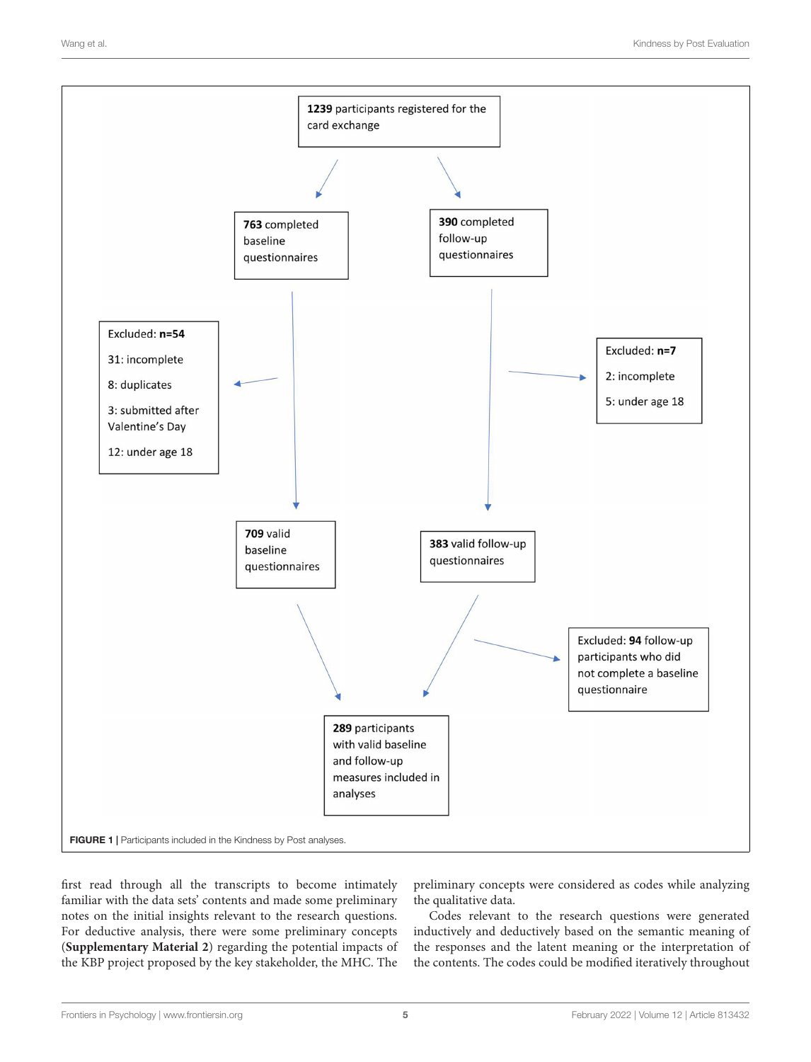1239 participants registered for the card exchange

763 completed baseline questionnaires

390 completed follow-up questionnaires

Excluded: n=54
31: incomplete
8: duplicates
3: submitted after Valentine's Day
12: under age 18

Excluded: n=7
2: incomplete
5: under age 18

709 valid baseline questionnaires

383 valid follow-up questionnaires

Excluded: 94 follow-up participants who did not complete a baseline questionnaire

289 participants with valid baseline and follow-up measures included in analyses

**FIGURE 1** | Participants included in the Kindness by Post analyses.

first read through all the transcripts to become intimately familiar with the data sets' contents and made some preliminary notes on the initial insights relevant to the research questions. For deductive analysis, there were some preliminary concepts (**Supplementary Material 2**) regarding the potential impacts of the KBP project proposed by the key stakeholder, the MHC. The preliminary concepts were considered as codes while analyzing the qualitative data.

Codes relevant to the research questions were generated inductively and deductively based on the semantic meaning of the responses and the latent meaning or the interpretation of the contents. The codes could be modified iteratively throughout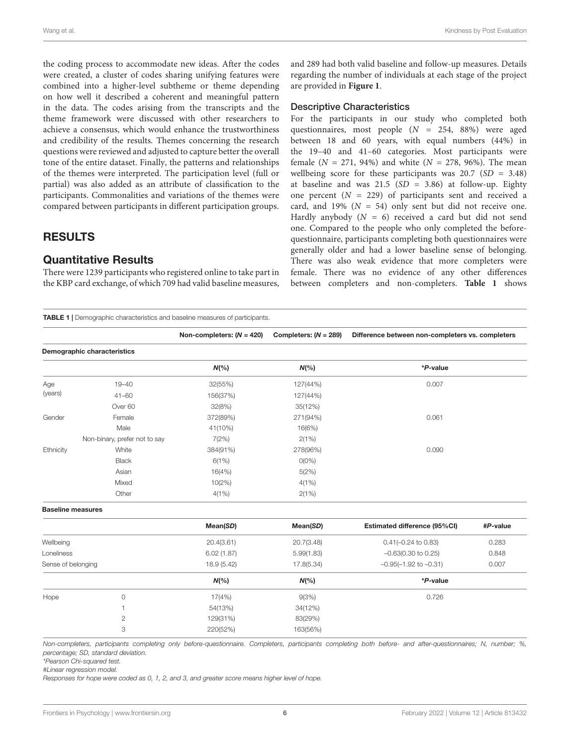the coding process to accommodate new ideas. After the codes were created, a cluster of codes sharing unifying features were combined into a higher-level subtheme or theme depending on how well it described a coherent and meaningful pattern in the data. The codes arising from the transcripts and the theme framework were discussed with other researchers to achieve a consensus, which would enhance the trustworthiness and credibility of the results. Themes concerning the research questions were reviewed and adjusted to capture better the overall tone of the entire dataset. Finally, the patterns and relationships of the themes were interpreted. The participation level (full or partial) was also added as an attribute of classification to the participants. Commonalities and variations of the themes were compared between participants in different participation groups.

# RESULTS

## Quantitative Results

There were 1239 participants who registered online to take part in the KBP card exchange, of which 709 had valid baseline measures, and 289 had both valid baseline and follow-up measures. Details regarding the number of individuals at each stage of the project are provided in **Figure 1**.

### Descriptive Characteristics

For the participants in our study who completed both questionnaires, most people (*N* = 254, 88%) were aged between 18 and 60 years, with equal numbers (44%) in the 19–40 and 41–60 categories. Most participants were female (*N* = 271, 94%) and white (*N* = 278, 96%). The mean wellbeing score for these participants was 20.7 (*SD* = 3.48) at baseline and was 21.5 (*SD* = 3.86) at follow-up. Eighty one percent (*N* = 229) of participants sent and received a card, and 19% (*N* = 54) only sent but did not receive one. Hardly anybody (*N* = 6) received a card but did not send one. Compared to the people who only completed the before-questionnaire, participants completing both questionnaires were generally older and had a lower baseline sense of belonging. There was also weak evidence that more completers were female. There was no evidence of any other differences between completers and non-completers. **Table 1** shows

**TABLE 1** | Demographic characteristics and baseline measures of participants.

| | | Non-completers: (*N* = 420) | Completers: (*N* = 289) | Difference between non-completers vs. completers | |
|---|---|---|---|---|---|
| **Demographic characteristics** | | | | | |
| | | ***N*(%)** | ***N*(%)** | ***P*-value** | |
| Age (years) | 19–40 | 32(55%) | 127(44%) | 0.007 | |
| | 41–60 | 156(37%) | 127(44%) | | |
| | Over 60 | 32(8%) | 35(12%) | | |
| Gender | Female | 372(89%) | 271(94%) | 0.061 | |
| | Male | 41(10%) | 16(6%) | | |
| | Non-binary, prefer not to say | 7(2%) | 2(1%) | | |
| Ethnicity | White | 384(91%) | 278(96%) | 0.090 | |
| | Black | 6(1%) | 0(0%) | | |
| | Asian | 16(4%) | 5(2%) | | |
| | Mixed | 10(2%) | 4(1%) | | |
| | Other | 4(1%) | 2(1%) | | |
| **Baseline measures** | | | | | |
| | | **Mean(*SD*)** | **Mean(*SD*)** | **Estimated difference (95%CI)** | **#*P*-value** |
| Wellbeing | | 20.4(3.61) | 20.7(3.48) | 0.41(−0.24 to 0.83) | 0.283 |
| Loneliness | | 6.02 (1.87) | 5.99(1.83) | −0.63(0.30 to 0.25) | 0.848 |
| Sense of belonging | | 18.9 (5.42) | 17.8(5.34) | −0.95(−1.92 to −0.31) | 0.007 |
| | | ***N*(%)** | ***N*(%)** | ***P*-value** | |
| Hope | 0 | 17(4%) | 9(3%) | 0.726 | |
| | 1 | 54(13%) | 34(12%) | | |
| | 2 | 129(31%) | 83(29%) | | |
| | 3 | 220(52%) | 163(56%) | | |

*Non-completers, participants completing only before-questionnaire. Completers, participants completing both before- and after-questionnaires; N, number; %, percentage; SD, standard deviation.*

*\*Pearson Chi-squared test.*

*#Linear regression model.*

*Responses for hope were coded as 0, 1, 2, and 3, and greater score means higher level of hope.*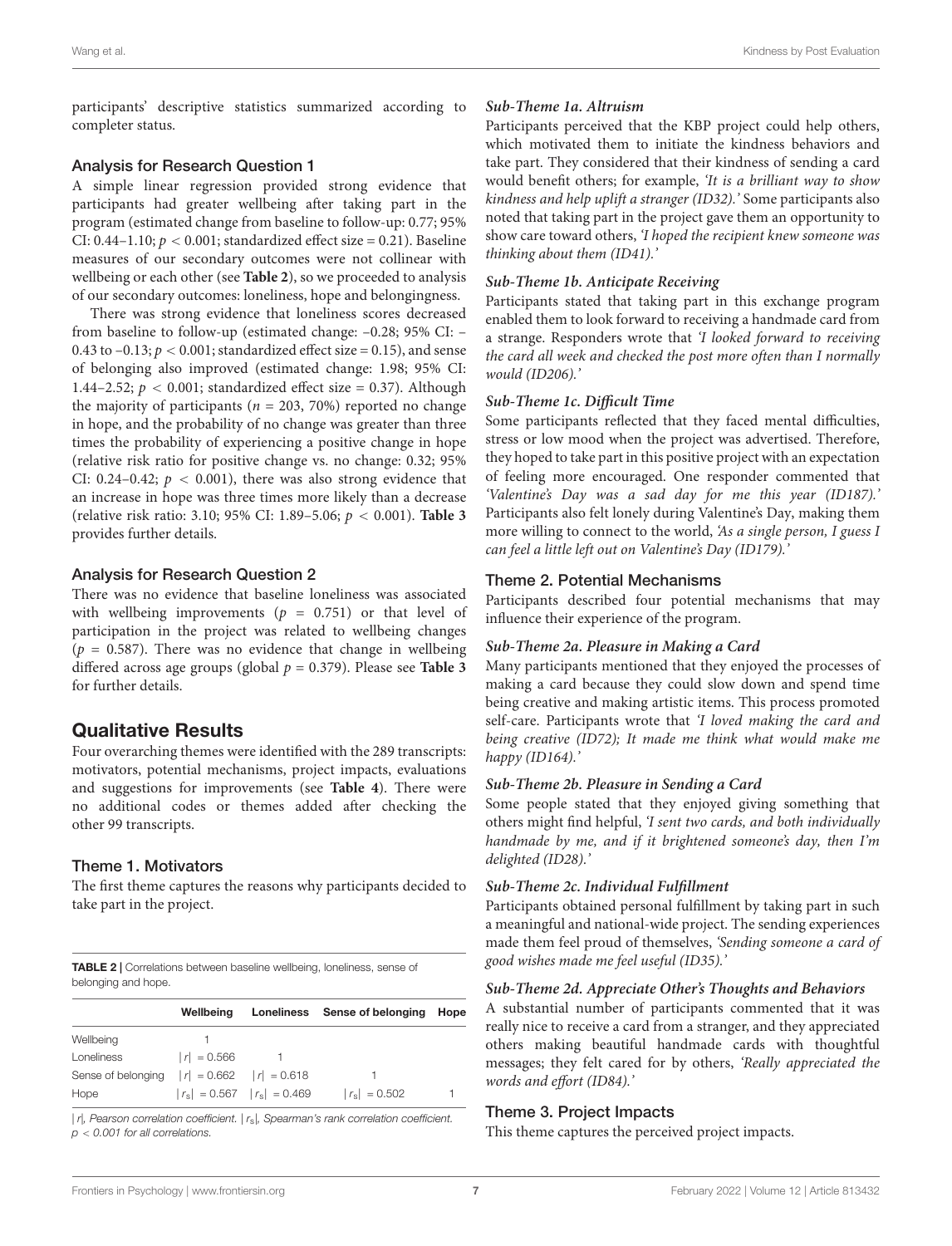participants' descriptive statistics summarized according to completer status.

### Analysis for Research Question 1

A simple linear regression provided strong evidence that participants had greater wellbeing after taking part in the program (estimated change from baseline to follow-up: 0.77; 95% CI: 0.44–1.10; $p < 0.001$; standardized effect size = 0.21). Baseline measures of our secondary outcomes were not collinear with wellbeing or each other (see **Table 2**), so we proceeded to analysis of our secondary outcomes: loneliness, hope and belongingness.

There was strong evidence that loneliness scores decreased from baseline to follow-up (estimated change: –0.28; 95% CI: –0.43 to –0.13; $p < 0.001$; standardized effect size = 0.15), and sense of belonging also improved (estimated change: 1.98; 95% CI: 1.44–2.52; $p < 0.001$; standardized effect size = 0.37). Although the majority of participants ($n$ = 203, 70%) reported no change in hope, and the probability of no change was greater than three times the probability of experiencing a positive change in hope (relative risk ratio for positive change vs. no change: 0.32; 95% CI: 0.24–0.42; $p < 0.001$), there was also strong evidence that an increase in hope was three times more likely than a decrease (relative risk ratio: 3.10; 95% CI: 1.89–5.06; $p < 0.001$). **Table 3** provides further details.

### Analysis for Research Question 2

There was no evidence that baseline loneliness was associated with wellbeing improvements ($p$ = 0.751) or that level of participation in the project was related to wellbeing changes ($p$ = 0.587). There was no evidence that change in wellbeing differed across age groups (global $p$ = 0.379). Please see **Table 3** for further details.

## Qualitative Results

Four overarching themes were identified with the 289 transcripts: motivators, potential mechanisms, project impacts, evaluations and suggestions for improvements (see **Table 4**). There were no additional codes or themes added after checking the other 99 transcripts.

### Theme 1. Motivators

The first theme captures the reasons why participants decided to take part in the project.

**TABLE 2** | Correlations between baseline wellbeing, loneliness, sense of belonging and hope.

| | Wellbeing | Loneliness | Sense of belonging | Hope |
|---|---|---|---|---|
| Wellbeing | 1 | | | |
| Loneliness | $\lvert r\rvert$ = 0.566 | 1 | | |
| Sense of belonging | $\lvert r\rvert$ = 0.662 | $\lvert r\rvert$ = 0.618 | 1 | |
| Hope | $\lvert r_s\rvert$ = 0.567 | $\lvert r_s\rvert$ = 0.469 | $\lvert r_s\rvert$ = 0.502 | 1 |

*$\lvert r\rvert$, Pearson correlation coefficient. $\lvert r_s\rvert$, Spearman's rank correlation coefficient. $p < 0.001$ for all correlations.*

#### *Sub-Theme 1a. Altruism*

Participants perceived that the KBP project could help others, which motivated them to initiate the kindness behaviors and take part. They considered that their kindness of sending a card would benefit others; for example, *'It is a brilliant way to show kindness and help uplift a stranger (ID32).'* Some participants also noted that taking part in the project gave them an opportunity to show care toward others, *'I hoped the recipient knew someone was thinking about them (ID41).'*

#### *Sub-Theme 1b. Anticipate Receiving*

Participants stated that taking part in this exchange program enabled them to look forward to receiving a handmade card from a strange. Responders wrote that *'I looked forward to receiving the card all week and checked the post more often than I normally would (ID206).'*

#### *Sub-Theme 1c. Difficult Time*

Some participants reflected that they faced mental difficulties, stress or low mood when the project was advertised. Therefore, they hoped to take part in this positive project with an expectation of feeling more encouraged. One responder commented that *'Valentine's Day was a sad day for me this year (ID187).'* Participants also felt lonely during Valentine's Day, making them more willing to connect to the world, *'As a single person, I guess I can feel a little left out on Valentine's Day (ID179).'*

### Theme 2. Potential Mechanisms

Participants described four potential mechanisms that may influence their experience of the program.

#### *Sub-Theme 2a. Pleasure in Making a Card*

Many participants mentioned that they enjoyed the processes of making a card because they could slow down and spend time being creative and making artistic items. This process promoted self-care. Participants wrote that *'I loved making the card and being creative (ID72); It made me think what would make me happy (ID164).'*

#### *Sub-Theme 2b. Pleasure in Sending a Card*

Some people stated that they enjoyed giving something that others might find helpful, *'I sent two cards, and both individually handmade by me, and if it brightened someone's day, then I'm delighted (ID28).'*

#### *Sub-Theme 2c. Individual Fulfillment*

Participants obtained personal fulfillment by taking part in such a meaningful and national-wide project. The sending experiences made them feel proud of themselves, *'Sending someone a card of good wishes made me feel useful (ID35).'*

#### *Sub-Theme 2d. Appreciate Other's Thoughts and Behaviors*

A substantial number of participants commented that it was really nice to receive a card from a stranger, and they appreciated others making beautiful handmade cards with thoughtful messages; they felt cared for by others, *'Really appreciated the words and effort (ID84).'*

### Theme 3. Project Impacts

This theme captures the perceived project impacts.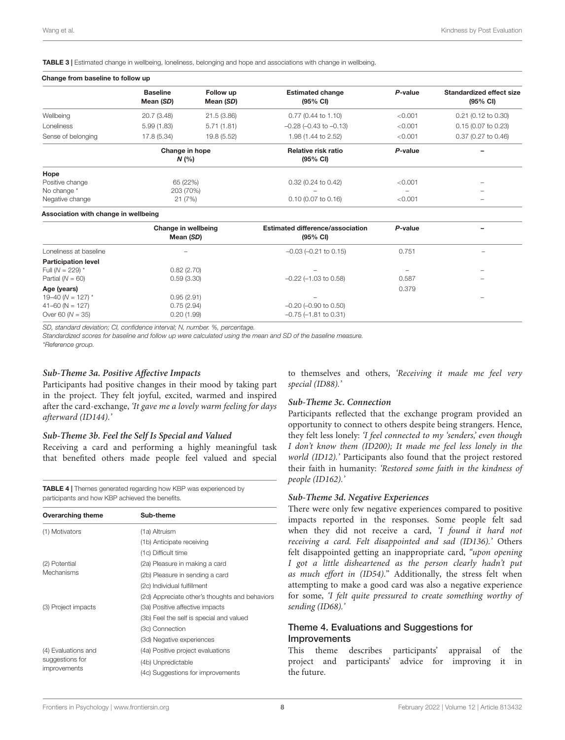**TABLE 3 |** Estimated change in wellbeing, loneliness, belonging and hope and associations with change in wellbeing.

**Change from baseline to follow up**

| | Baseline Mean (SD) | Follow up Mean (SD) | Estimated change (95% CI) | P-value | Standardized effect size (95% CI) |
|---|---|---|---|---|---|
| Wellbeing | 20.7 (3.48) | 21.5 (3.86) | 0.77 (0.44 to 1.10) | <0.001 | 0.21 (0.12 to 0.30) |
| Loneliness | 5.99 (1.83) | 5.71 (1.81) | –0.28 (–0.43 to –0.13) | <0.001 | 0.15 (0.07 to 0.23) |
| Sense of belonging | 17.8 (5.34) | 19.8 (5.52) | 1.98 (1.44 to 2.52) | <0.001 | 0.37 (0.27 to 0.46) |

| | Change in hope N (%) | Relative risk ratio (95% CI) | P-value | – |
|---|---|---|---|---|
| **Hope** | | | | |
| Positive change | 65 (22%) | 0.32 (0.24 to 0.42) | <0.001 | – |
| No change * | 203 (70%) | – | – | – |
| Negative change | 21 (7%) | 0.10 (0.07 to 0.16) | <0.001 | – |

**Association with change in wellbeing**

| | Change in wellbeing Mean (SD) | Estimated difference/association (95% CI) | P-value | – |
|---|---|---|---|---|
| Loneliness at baseline | – | –0.03 (–0.21 to 0.15) | 0.751 | – |
| **Participation level** | | | | |
| Full (N = 229) * | 0.82 (2.70) | – | – | – |
| Partial (N = 60) | 0.59 (3.30) | –0.22 (–1.03 to 0.58) | 0.587 | – |
| **Age (years)** | | | 0.379 | |
| 19–40 (N = 127) * | 0.95 (2.91) | – | | – |
| 41–60 (N = 127) | 0.75 (2.94) | –0.20 (–0.90 to 0.50) | | |
| Over 60 (N = 35) | 0.20 (1.99) | –0.75 (–1.81 to 0.31) | | |

*SD, standard deviation; CI, confidence interval; N, number. %, percentage.*
*Standardized scores for baseline and follow up were calculated using the mean and SD of the baseline measure.*
*\*Reference group.*

### *Sub-Theme 3a. Positive Affective Impacts*

Participants had positive changes in their mood by taking part in the project. They felt joyful, excited, warmed and inspired after the card-exchange, *'It gave me a lovely warm feeling for days afterward (ID144).'*

### *Sub-Theme 3b. Feel the Self Is Special and Valued*

Receiving a card and performing a highly meaningful task that benefited others made people feel valued and special to themselves and others, *'Receiving it made me feel very special (ID88).'*

**TABLE 4 |** Themes generated regarding how KBP was experienced by participants and how KBP achieved the benefits.

| Overarching theme | Sub-theme |
|---|---|
| (1) Motivators | (1a) Altruism |
| | (1b) Anticipate receiving |
| | (1c) Difficult time |
| (2) Potential Mechanisms | (2a) Pleasure in making a card |
| | (2b) Pleasure in sending a card |
| | (2c) Individual fulfillment |
| | (2d) Appreciate other's thoughts and behaviors |
| (3) Project impacts | (3a) Positive affective impacts |
| | (3b) Feel the self is special and valued |
| | (3c) Connection |
| | (3d) Negative experiences |
| (4) Evaluations and suggestions for improvements | (4a) Positive project evaluations |
| | (4b) Unpredictable |
| | (4c) Suggestions for improvements |

### *Sub-Theme 3c. Connection*

Participants reflected that the exchange program provided an opportunity to connect to others despite being strangers. Hence, they felt less lonely: *'I feel connected to my 'senders,' even though I don't know them (ID200); It made me feel less lonely in the world (ID12).'* Participants also found that the project restored their faith in humanity: *'Restored some faith in the kindness of people (ID162).'*

### *Sub-Theme 3d. Negative Experiences*

There were only few negative experiences compared to positive impacts reported in the responses. Some people felt sad when they did not receive a card, *'I found it hard not receiving a card. Felt disappointed and sad (ID136).'* Others felt disappointed getting an inappropriate card, *"upon opening I got a little disheartened as the person clearly hadn't put as much effort in (ID54).*" Additionally, the stress felt when attempting to make a good card was also a negative experience for some, *'I felt quite pressured to create something worthy of sending (ID68).'*

## Theme 4. Evaluations and Suggestions for Improvements

This theme describes participants' appraisal of the project and participants' advice for improving it in the future.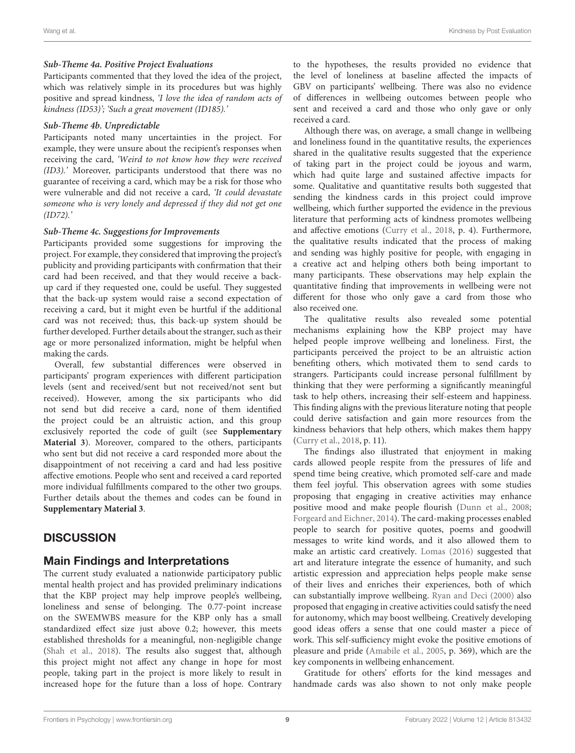#### *Sub-Theme 4a. Positive Project Evaluations*

Participants commented that they loved the idea of the project, which was relatively simple in its procedures but was highly positive and spread kindness, *'I love the idea of random acts of kindness (ID53)'; 'Such a great movement (ID185).'*

#### *Sub-Theme 4b. Unpredictable*

Participants noted many uncertainties in the project. For example, they were unsure about the recipient's responses when receiving the card, *'Weird to not know how they were received (ID3).'* Moreover, participants understood that there was no guarantee of receiving a card, which may be a risk for those who were vulnerable and did not receive a card, *'It could devastate someone who is very lonely and depressed if they did not get one (ID72).'*

#### *Sub-Theme 4c. Suggestions for Improvements*

Participants provided some suggestions for improving the project. For example, they considered that improving the project's publicity and providing participants with confirmation that their card had been received, and that they would receive a back-up card if they requested one, could be useful. They suggested that the back-up system would raise a second expectation of receiving a card, but it might even be hurtful if the additional card was not received; thus, this back-up system should be further developed. Further details about the stranger, such as their age or more personalized information, might be helpful when making the cards.

Overall, few substantial differences were observed in participants' program experiences with different participation levels (sent and received/sent but not received/not sent but received). However, among the six participants who did not send but did receive a card, none of them identified the project could be an altruistic action, and this group exclusively reported the code of guilt (see **Supplementary Material 3**). Moreover, compared to the others, participants who sent but did not receive a card responded more about the disappointment of not receiving a card and had less positive affective emotions. People who sent and received a card reported more individual fulfillments compared to the other two groups. Further details about the themes and codes can be found in **Supplementary Material 3**.

# DISCUSSION

## Main Findings and Interpretations

The current study evaluated a nationwide participatory public mental health project and has provided preliminary indications that the KBP project may help improve people's wellbeing, loneliness and sense of belonging. The 0.77-point increase on the SWEMWBS measure for the KBP only has a small standardized effect size just above 0.2; however, this meets established thresholds for a meaningful, non-negligible change (Shah et al., 2018). The results also suggest that, although this project might not affect any change in hope for most people, taking part in the project is more likely to result in increased hope for the future than a loss of hope. Contrary to the hypotheses, the results provided no evidence that the level of loneliness at baseline affected the impacts of GBV on participants' wellbeing. There was also no evidence of differences in wellbeing outcomes between people who sent and received a card and those who only gave or only received a card.

Although there was, on average, a small change in wellbeing and loneliness found in the quantitative results, the experiences shared in the qualitative results suggested that the experience of taking part in the project could be joyous and warm, which had quite large and sustained affective impacts for some. Qualitative and quantitative results both suggested that sending the kindness cards in this project could improve wellbeing, which further supported the evidence in the previous literature that performing acts of kindness promotes wellbeing and affective emotions (Curry et al., 2018, p. 4). Furthermore, the qualitative results indicated that the process of making and sending was highly positive for people, with engaging in a creative act and helping others both being important to many participants. These observations may help explain the quantitative finding that improvements in wellbeing were not different for those who only gave a card from those who also received one.

The qualitative results also revealed some potential mechanisms explaining how the KBP project may have helped people improve wellbeing and loneliness. First, the participants perceived the project to be an altruistic action benefiting others, which motivated them to send cards to strangers. Participants could increase personal fulfillment by thinking that they were performing a significantly meaningful task to help others, increasing their self-esteem and happiness. This finding aligns with the previous literature noting that people could derive satisfaction and gain more resources from the kindness behaviors that help others, which makes them happy (Curry et al., 2018, p. 11).

The findings also illustrated that enjoyment in making cards allowed people respite from the pressures of life and spend time being creative, which promoted self-care and made them feel joyful. This observation agrees with some studies proposing that engaging in creative activities may enhance positive mood and make people flourish (Dunn et al., 2008; Forgeard and Eichner, 2014). The card-making processes enabled people to search for positive quotes, poems and goodwill messages to write kind words, and it also allowed them to make an artistic card creatively. Lomas (2016) suggested that art and literature integrate the essence of humanity, and such artistic expression and appreciation helps people make sense of their lives and enriches their experiences, both of which can substantially improve wellbeing. Ryan and Deci (2000) also proposed that engaging in creative activities could satisfy the need for autonomy, which may boost wellbeing. Creatively developing good ideas offers a sense that one could master a piece of work. This self-sufficiency might evoke the positive emotions of pleasure and pride (Amabile et al., 2005, p. 369), which are the key components in wellbeing enhancement.

Gratitude for others' efforts for the kind messages and handmade cards was also shown to not only make people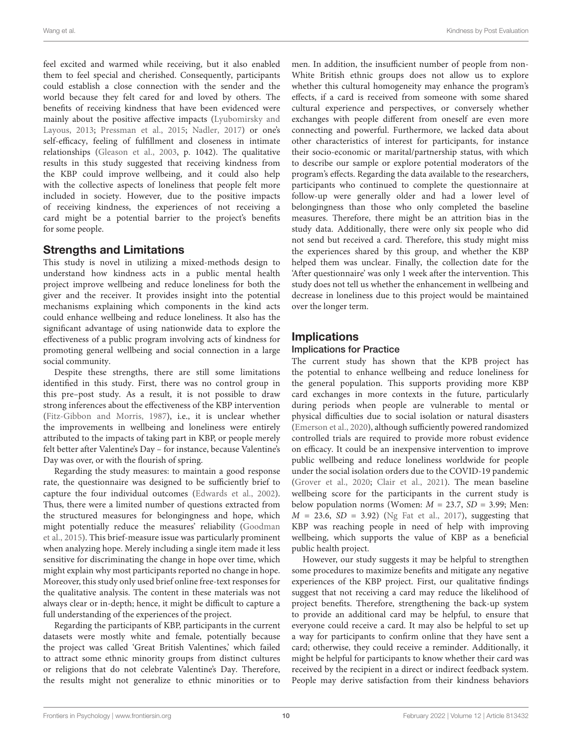feel excited and warmed while receiving, but it also enabled them to feel special and cherished. Consequently, participants could establish a close connection with the sender and the world because they felt cared for and loved by others. The benefits of receiving kindness that have been evidenced were mainly about the positive affective impacts (Lyubomirsky and Layous, 2013; Pressman et al., 2015; Nadler, 2017) or one's self-efficacy, feeling of fulfillment and closeness in intimate relationships (Gleason et al., 2003, p. 1042). The qualitative results in this study suggested that receiving kindness from the KBP could improve wellbeing, and it could also help with the collective aspects of loneliness that people felt more included in society. However, due to the positive impacts of receiving kindness, the experiences of not receiving a card might be a potential barrier to the project's benefits for some people.

## Strengths and Limitations

This study is novel in utilizing a mixed-methods design to understand how kindness acts in a public mental health project improve wellbeing and reduce loneliness for both the giver and the receiver. It provides insight into the potential mechanisms explaining which components in the kind acts could enhance wellbeing and reduce loneliness. It also has the significant advantage of using nationwide data to explore the effectiveness of a public program involving acts of kindness for promoting general wellbeing and social connection in a large social community.

Despite these strengths, there are still some limitations identified in this study. First, there was no control group in this pre–post study. As a result, it is not possible to draw strong inferences about the effectiveness of the KBP intervention (Fitz-Gibbon and Morris, 1987), i.e., it is unclear whether the improvements in wellbeing and loneliness were entirely attributed to the impacts of taking part in KBP, or people merely felt better after Valentine's Day – for instance, because Valentine's Day was over, or with the flourish of spring.

Regarding the study measures: to maintain a good response rate, the questionnaire was designed to be sufficiently brief to capture the four individual outcomes (Edwards et al., 2002). Thus, there were a limited number of questions extracted from the structured measures for belongingness and hope, which might potentially reduce the measures' reliability (Goodman et al., 2015). This brief-measure issue was particularly prominent when analyzing hope. Merely including a single item made it less sensitive for discriminating the change in hope over time, which might explain why most participants reported no change in hope. Moreover, this study only used brief online free-text responses for the qualitative analysis. The content in these materials was not always clear or in-depth; hence, it might be difficult to capture a full understanding of the experiences of the project.

Regarding the participants of KBP, participants in the current datasets were mostly white and female, potentially because the project was called 'Great British Valentines,' which failed to attract some ethnic minority groups from distinct cultures or religions that do not celebrate Valentine's Day. Therefore, the results might not generalize to ethnic minorities or to men. In addition, the insufficient number of people from non-White British ethnic groups does not allow us to explore whether this cultural homogeneity may enhance the program's effects, if a card is received from someone with some shared cultural experience and perspectives, or conversely whether exchanges with people different from oneself are even more connecting and powerful. Furthermore, we lacked data about other characteristics of interest for participants, for instance their socio-economic or marital/partnership status, with which to describe our sample or explore potential moderators of the program's effects. Regarding the data available to the researchers, participants who continued to complete the questionnaire at follow-up were generally older and had a lower level of belongingness than those who only completed the baseline measures. Therefore, there might be an attrition bias in the study data. Additionally, there were only six people who did not send but received a card. Therefore, this study might miss the experiences shared by this group, and whether the KBP helped them was unclear. Finally, the collection date for the 'After questionnaire' was only 1 week after the intervention. This study does not tell us whether the enhancement in wellbeing and decrease in loneliness due to this project would be maintained over the longer term.

## Implications

### Implications for Practice

The current study has shown that the KPB project has the potential to enhance wellbeing and reduce loneliness for the general population. This supports providing more KBP card exchanges in more contexts in the future, particularly during periods when people are vulnerable to mental or physical difficulties due to social isolation or natural disasters (Emerson et al., 2020), although sufficiently powered randomized controlled trials are required to provide more robust evidence on efficacy. It could be an inexpensive intervention to improve public wellbeing and reduce loneliness worldwide for people under the social isolation orders due to the COVID-19 pandemic (Grover et al., 2020; Clair et al., 2021). The mean baseline wellbeing score for the participants in the current study is below population norms (Women: $M = 23.7$, $SD = 3.99$; Men: $M = 23.6$, $SD = 3.92$) (Ng Fat et al., 2017), suggesting that KBP was reaching people in need of help with improving wellbeing, which supports the value of KBP as a beneficial public health project.

However, our study suggests it may be helpful to strengthen some procedures to maximize benefits and mitigate any negative experiences of the KBP project. First, our qualitative findings suggest that not receiving a card may reduce the likelihood of project benefits. Therefore, strengthening the back-up system to provide an additional card may be helpful, to ensure that everyone could receive a card. It may also be helpful to set up a way for participants to confirm online that they have sent a card; otherwise, they could receive a reminder. Additionally, it might be helpful for participants to know whether their card was received by the recipient in a direct or indirect feedback system. People may derive satisfaction from their kindness behaviors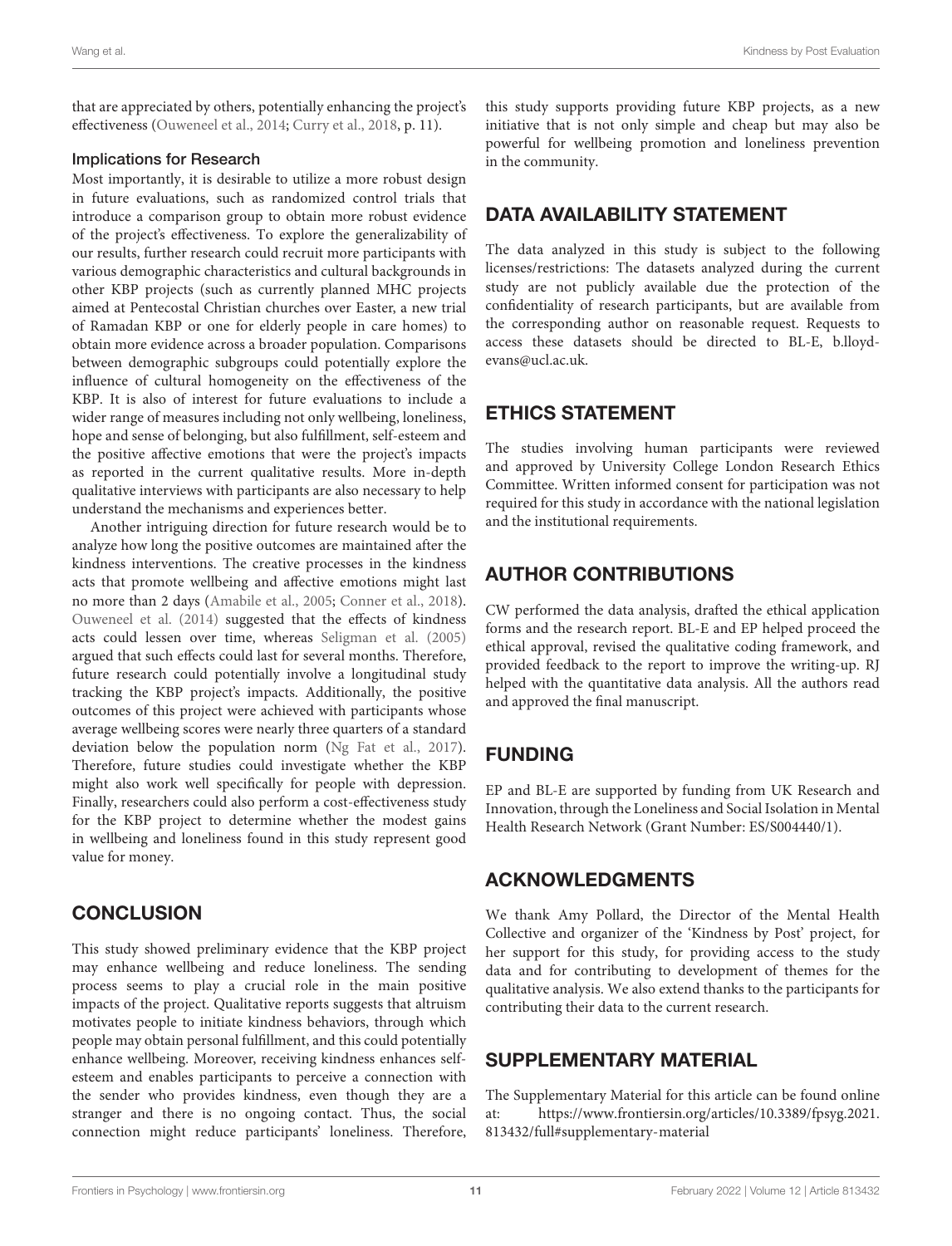that are appreciated by others, potentially enhancing the project's effectiveness (Ouweneel et al., 2014; Curry et al., 2018, p. 11).

### Implications for Research

Most importantly, it is desirable to utilize a more robust design in future evaluations, such as randomized control trials that introduce a comparison group to obtain more robust evidence of the project's effectiveness. To explore the generalizability of our results, further research could recruit more participants with various demographic characteristics and cultural backgrounds in other KBP projects (such as currently planned MHC projects aimed at Pentecostal Christian churches over Easter, a new trial of Ramadan KBP or one for elderly people in care homes) to obtain more evidence across a broader population. Comparisons between demographic subgroups could potentially explore the influence of cultural homogeneity on the effectiveness of the KBP. It is also of interest for future evaluations to include a wider range of measures including not only wellbeing, loneliness, hope and sense of belonging, but also fulfillment, self-esteem and the positive affective emotions that were the project's impacts as reported in the current qualitative results. More in-depth qualitative interviews with participants are also necessary to help understand the mechanisms and experiences better.

Another intriguing direction for future research would be to analyze how long the positive outcomes are maintained after the kindness interventions. The creative processes in the kindness acts that promote wellbeing and affective emotions might last no more than 2 days (Amabile et al., 2005; Conner et al., 2018). Ouweneel et al. (2014) suggested that the effects of kindness acts could lessen over time, whereas Seligman et al. (2005) argued that such effects could last for several months. Therefore, future research could potentially involve a longitudinal study tracking the KBP project's impacts. Additionally, the positive outcomes of this project were achieved with participants whose average wellbeing scores were nearly three quarters of a standard deviation below the population norm (Ng Fat et al., 2017). Therefore, future studies could investigate whether the KBP might also work well specifically for people with depression. Finally, researchers could also perform a cost-effectiveness study for the KBP project to determine whether the modest gains in wellbeing and loneliness found in this study represent good value for money.

## CONCLUSION

This study showed preliminary evidence that the KBP project may enhance wellbeing and reduce loneliness. The sending process seems to play a crucial role in the main positive impacts of the project. Qualitative reports suggests that altruism motivates people to initiate kindness behaviors, through which people may obtain personal fulfillment, and this could potentially enhance wellbeing. Moreover, receiving kindness enhances self-esteem and enables participants to perceive a connection with the sender who provides kindness, even though they are a stranger and there is no ongoing contact. Thus, the social connection might reduce participants' loneliness. Therefore, this study supports providing future KBP projects, as a new initiative that is not only simple and cheap but may also be powerful for wellbeing promotion and loneliness prevention in the community.

## DATA AVAILABILITY STATEMENT

The data analyzed in this study is subject to the following licenses/restrictions: The datasets analyzed during the current study are not publicly available due the protection of the confidentiality of research participants, but are available from the corresponding author on reasonable request. Requests to access these datasets should be directed to BL-E, b.lloyd-evans@ucl.ac.uk.

## ETHICS STATEMENT

The studies involving human participants were reviewed and approved by University College London Research Ethics Committee. Written informed consent for participation was not required for this study in accordance with the national legislation and the institutional requirements.

## AUTHOR CONTRIBUTIONS

CW performed the data analysis, drafted the ethical application forms and the research report. BL-E and EP helped proceed the ethical approval, revised the qualitative coding framework, and provided feedback to the report to improve the writing-up. RJ helped with the quantitative data analysis. All the authors read and approved the final manuscript.

## FUNDING

EP and BL-E are supported by funding from UK Research and Innovation, through the Loneliness and Social Isolation in Mental Health Research Network (Grant Number: ES/S004440/1).

## ACKNOWLEDGMENTS

We thank Amy Pollard, the Director of the Mental Health Collective and organizer of the 'Kindness by Post' project, for her support for this study, for providing access to the study data and for contributing to development of themes for the qualitative analysis. We also extend thanks to the participants for contributing their data to the current research.

## SUPPLEMENTARY MATERIAL

The Supplementary Material for this article can be found online at: https://www.frontiersin.org/articles/10.3389/fpsyg.2021.813432/full#supplementary-material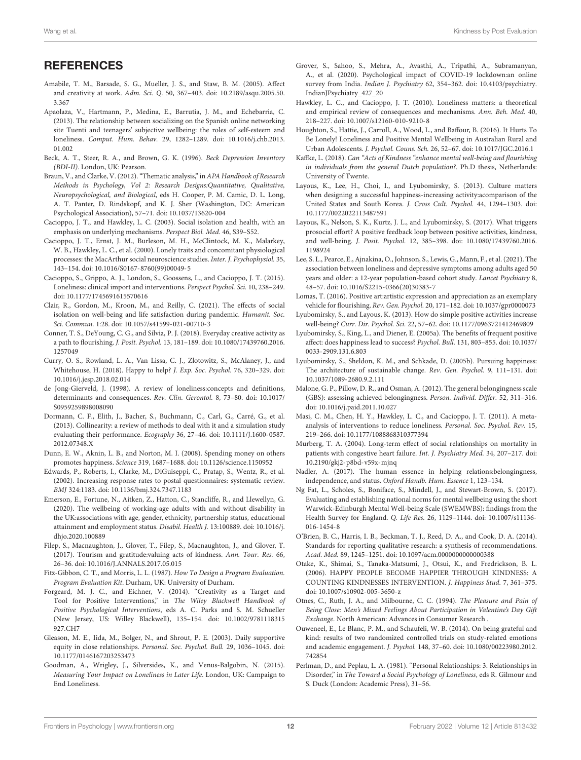## REFERENCES

Amabile, T. M., Barsade, S. G., Mueller, J. S., and Staw, B. M. (2005). Affect and creativity at work. *Adm. Sci. Q.* 50, 367–403. doi: 10.2189/asqu.2005.50.3.367

Apaolaza, V., Hartmann, P., Medina, E., Barrutia, J. M., and Echebarria, C. (2013). The relationship between socializing on the Spanish online networking site Tuenti and teenagers' subjective wellbeing: the roles of self-esteem and loneliness. *Comput. Hum. Behav.* 29, 1282–1289. doi: 10.1016/j.chb.2013.01.002

Beck, A. T., Steer, R. A., and Brown, G. K. (1996). *Beck Depression Inventory (BDI-II)*. London, UK: Pearson.

Braun, V., and Clarke, V. (2012). "Thematic analysis," in *APA Handbook of Research Methods in Psychology, Vol 2: Research Designs:Quantitative, Qualitative, Neuropsychological, and Biological*, eds H. Cooper, P. M. Camic, D. L. Long, A. T. Panter, D. Rindskopf, and K. J. Sher (Washington, DC: American Psychological Association), 57–71. doi: 10.1037/13620-004

Cacioppo, J. T., and Hawkley, L. C. (2003). Social isolation and health, with an emphasis on underlying mechanisms. *Perspect Biol. Med.* 46, S39–S52.

Cacioppo, J. T., Ernst, J. M., Burleson, M. H., McClintock, M. K., Malarkey, W. B., Hawkley, L. C., et al. (2000). Lonely traits and concomitant physiological processes: the MacArthur social neuroscience studies. *Inter. J. Psychophysiol.* 35, 143–154. doi: 10.1016/S0167-8760(99)00049-5

Cacioppo, S., Grippo, A. J., London, S., Goossens, L., and Cacioppo, J. T. (2015). Loneliness: clinical import and interventions. *Perspect Psychol. Sci.* 10, 238–249. doi: 10.1177/1745691615570616

Clair, R., Gordon, M., Kroon, M., and Reilly, C. (2021). The effects of social isolation on well-being and life satisfaction during pandemic. *Humanit. Soc. Sci. Commun.* 1:28. doi: 10.1057/s41599-021-00710-3

Conner, T. S., DeYoung, C. G., and Silvia, P. J. (2018). Everyday creative activity as a path to flourishing. *J. Posit. Psychol.* 13, 181–189. doi: 10.1080/17439760.2016.1257049

Curry, O. S., Rowland, L. A., Van Lissa, C. J., Zlotowitz, S., McAlaney, J., and Whitehouse, H. (2018). Happy to help? *J. Exp. Soc. Psychol.* 76, 320–329. doi: 10.1016/j.jesp.2018.02.014

de Jong-Gierveld, J. (1998). A review of loneliness:concepts and definitions, determinants and consequences. *Rev. Clin. Gerontol.* 8, 73–80. doi: 10.1017/S0959259898008090

Dormann, C. F., Elith, J., Bacher, S., Buchmann, C., Carl, G., Carré, G., et al. (2013). Collinearity: a review of methods to deal with it and a simulation study evaluating their performance. *Ecography* 36, 27–46. doi: 10.1111/J.1600-0587.2012.07348.X

Dunn, E. W., Aknin, L. B., and Norton, M. I. (2008). Spending money on others promotes happiness. *Science* 319, 1687–1688. doi: 10.1126/science.1150952

Edwards, P., Roberts, I., Clarke, M., DiGuiseppi, C., Pratap, S., Wentz, R., et al. (2002). Increasing response rates to postal questionnaires: systematic review. *BMJ* 324:1183. doi: 10.1136/bmj.324.7347.1183

Emerson, E., Fortune, N., Aitken, Z., Hatton, C., Stancliffe, R., and Llewellyn, G. (2020). The wellbeing of working-age adults with and without disability in the UK:associations with age, gender, ethnicity, partnership status, educational attainment and employment status. *Disabil. Health J.* 13:100889. doi: 10.1016/j.dhjo.2020.100889

Filep, S., Macnaughton, J., Glover, T., Filep, S., Macnaughton, J., and Glover, T. (2017). Tourism and gratitude:valuing acts of kindness. *Ann. Tour. Res.* 66, 26–36. doi: 10.1016/J.ANNALS.2017.05.015

Fitz-Gibbon, C. T., and Morris, L. L. (1987). *How To Design a Program Evaluation. Program Evaluation Kit*. Durham, UK: University of Durham.

Forgeard, M. J. C., and Eichner, V. (2014). "Creativity as a Target and Tool for Positive Interventions," in *The Wiley Blackwell Handbook of Positive Psychological Interventions*, eds A. C. Parks and S. M. Schueller (New Jersey, US: Willey Blackwell), 135–154. doi: 10.1002/9781118315927.CH7

Gleason, M. E., Iida, M., Bolger, N., and Shrout, P. E. (2003). Daily supportive equity in close relationships. *Personal. Soc. Psychol. Bull.* 29, 1036–1045. doi: 10.1177/0146167203253473

Goodman, A., Wrigley, J., Silversides, K., and Venus-Balgobin, N. (2015). *Measuring Your Impact on Loneliness in Later Life*. London, UK: Campaign to End Loneliness.

Grover, S., Sahoo, S., Mehra, A., Avasthi, A., Tripathi, A., Subramanyan, A., et al. (2020). Psychological impact of COVID-19 lockdown:an online survey from India. *Indian J. Psychiatry* 62, 354–362. doi: 10.4103/psychiatry.IndianJPsychiatry_427_20

Hawkley, L. C., and Cacioppo, J. T. (2010). Loneliness matters: a theoretical and empirical review of consequences and mechanisms. *Ann. Beh. Med.* 40, 218–227. doi: 10.1007/s12160-010-9210-8

Houghton, S., Hattie, J., Carroll, A., Wood, L., and Baffour, B. (2016). It Hurts To Be Lonely! Loneliness and Positive Mental Wellbeing in Australian Rural and Urban Adolescents. *J. Psychol. Couns. Sch.* 26, 52–67. doi: 10.1017/JGC.2016.1

Kaffke, L. (2018). *Can "Acts of Kindness "enhance mental well-being and flourishing in individuals from the general Dutch population?*. Ph.D thesis, Netherlands: University of Twente.

Layous, K., Lee, H., Choi, I., and Lyubomirsky, S. (2013). Culture matters when designing a successful happiness-increasing activity:acomparison of the United States and South Korea. *J. Cross Cult. Psychol.* 44, 1294–1303. doi: 10.1177/0022022113487591

Layous, K., Nelson, S. K., Kurtz, J. L., and Lyubomirsky, S. (2017). What triggers prosocial effort? A positive feedback loop between positive activities, kindness, and well-being. *J. Posit. Psychol.* 12, 385–398. doi: 10.1080/17439760.2016.1198924

Lee, S. L., Pearce, E., Ajnakina, O., Johnson, S., Lewis, G., Mann, F., et al. (2021). The association between loneliness and depressive symptoms among adults aged 50 years and older: a 12-year population-based cohort study. *Lancet Psychiatry* 8, 48–57. doi: 10.1016/S2215-0366(20)30383-7

Lomas, T. (2016). Positive art:artistic expression and appreciation as an exemplary vehicle for flourishing. *Rev. Gen. Psychol.* 20, 171–182. doi: 10.1037/gpr0000073

Lyubomirsky, S., and Layous, K. (2013). How do simple positive activities increase well-being? *Curr. Dir. Psychol. Sci.* 22, 57–62. doi: 10.1177/0963721412469809

Lyubomirsky, S., King, L., and Diener, E. (2005a). The benefits of frequent positive affect: does happiness lead to success? *Psychol. Bull.* 131, 803–855. doi: 10.1037/0033-2909.131.6.803

Lyubomirsky, S., Sheldon, K. M., and Schkade, D. (2005b). Pursuing happiness: The architecture of sustainable change. *Rev. Gen. Psychol.* 9, 111–131. doi: 10.1037/1089-2680.9.2.111

Malone, G. P., Pillow, D. R., and Osman, A. (2012). The general belongingness scale (GBS): assessing achieved belongingness. *Person. Individ. Differ.* 52, 311–316. doi: 10.1016/j.paid.2011.10.027

Masi, C. M., Chen, H. Y., Hawkley, L. C., and Cacioppo, J. T. (2011). A meta-analysis of interventions to reduce loneliness. *Personal. Soc. Psychol. Rev.* 15, 219–266. doi: 10.1177/1088868310377394

Murberg, T. A. (2004). Long-term effect of social relationships on mortality in patients with congestive heart failure. *Int. J. Psychiatry Med.* 34, 207–217. doi: 10.2190/gkj2-p8bd-v59x-mjnq

Nadler, A. (2017). The human essence in helping relations:belongingness, independence, and status. *Oxford Handb. Hum. Essence* 1, 123–134.

Ng Fat, L., Scholes, S., Boniface, S., Mindell, J., and Stewart-Brown, S. (2017). Evaluating and establishing national norms for mental wellbeing using the short Warwick-Edinburgh Mental Well-being Scale (SWEMWBS): findings from the Health Survey for England. *Q. Life Res.* 26, 1129–1144. doi: 10.1007/s11136-016-1454-8

O'Brien, B. C., Harris, I. B., Beckman, T. J., Reed, D. A., and Cook, D. A. (2014). Standards for reporting qualitative research: a synthesis of recommendations. *Acad. Med.* 89, 1245–1251. doi: 10.1097/acm.0000000000000388

Otake, K., Shimai, S., Tanaka-Matsumi, J., Otsui, K., and Fredrickson, B. L. (2006). HAPPY PEOPLE BECOME HAPPIER THROUGH KINDNESS: A COUNTING KINDNESSES INTERVENTION. *J. Happiness Stud.* 7, 361–375. doi: 10.1007/s10902-005-3650-z

Otnes, C., Ruth, J. A., and Milbourne, C. C. (1994). *The Pleasure and Pain of Being Close: Men's Mixed Feelings About Participation in Valentine's Day Gift Exchange*. North American: Advances in Consumer Research .

Ouweneel, E., Le Blanc, P. M., and Schaufeli, W. B. (2014). On being grateful and kind: results of two randomized controlled trials on study-related emotions and academic engagement. *J. Psychol.* 148, 37–60. doi: 10.1080/00223980.2012.742854

Perlman, D., and Peplau, L. A. (1981). "Personal Relationships: 3. Relationships in Disorder," in *The Toward a Social Psychology of Loneliness*, eds R. Gilmour and S. Duck (London: Academic Press), 31–56.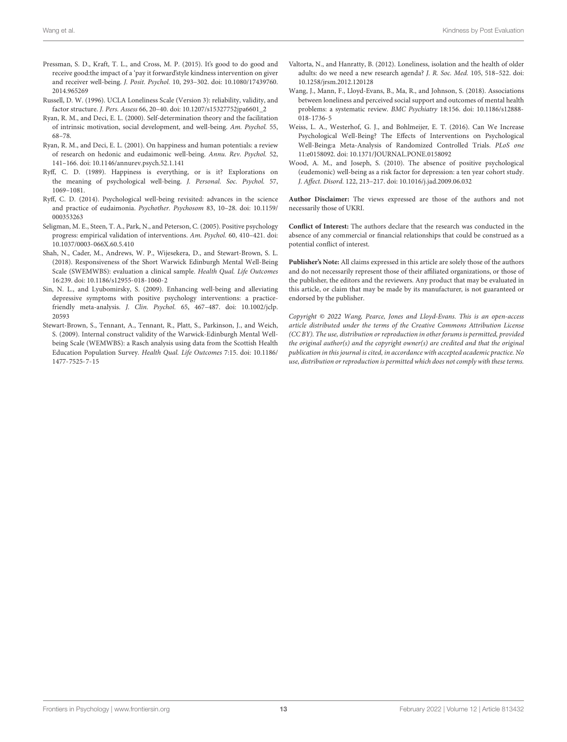Pressman, S. D., Kraft, T. L., and Cross, M. P. (2015). It's good to do good and receive good:the impact of a 'pay it forward'style kindness intervention on giver and receiver well-being. *J. Posit. Psychol.* 10, 293–302. doi: 10.1080/17439760.2014.965269

Russell, D. W. (1996). UCLA Loneliness Scale (Version 3): reliability, validity, and factor structure. *J. Pers. Assess* 66, 20–40. doi: 10.1207/s15327752jpa6601_2

Ryan, R. M., and Deci, E. L. (2000). Self-determination theory and the facilitation of intrinsic motivation, social development, and well-being. *Am. Psychol.* 55, 68–78.

Ryan, R. M., and Deci, E. L. (2001). On happiness and human potentials: a review of research on hedonic and eudaimonic well-being. *Annu. Rev. Psychol.* 52, 141–166. doi: 10.1146/annurev.psych.52.1.141

Ryff, C. D. (1989). Happiness is everything, or is it? Explorations on the meaning of psychological well-being. *J. Personal. Soc. Psychol.* 57, 1069–1081.

Ryff, C. D. (2014). Psychological well-being revisited: advances in the science and practice of eudaimonia. *Psychother. Psychosom* 83, 10–28. doi: 10.1159/000353263

Seligman, M. E., Steen, T. A., Park, N., and Peterson, C. (2005). Positive psychology progress: empirical validation of interventions. *Am. Psychol.* 60, 410–421. doi: 10.1037/0003-066X.60.5.410

Shah, N., Cader, M., Andrews, W. P., Wijesekera, D., and Stewart-Brown, S. L. (2018). Responsiveness of the Short Warwick Edinburgh Mental Well-Being Scale (SWEMWBS): evaluation a clinical sample. *Health Qual. Life Outcomes* 16:239. doi: 10.1186/s12955-018-1060-2

Sin, N. L., and Lyubomirsky, S. (2009). Enhancing well-being and alleviating depressive symptoms with positive psychology interventions: a practice-friendly meta-analysis. *J. Clin. Psychol.* 65, 467–487. doi: 10.1002/jclp.20593

Stewart-Brown, S., Tennant, A., Tennant, R., Platt, S., Parkinson, J., and Weich, S. (2009). Internal construct validity of the Warwick-Edinburgh Mental Well-being Scale (WEMWBS): a Rasch analysis using data from the Scottish Health Education Population Survey. *Health Qual. Life Outcomes* 7:15. doi: 10.1186/1477-7525-7-15

Valtorta, N., and Hanratty, B. (2012). Loneliness, isolation and the health of older adults: do we need a new research agenda? *J. R. Soc. Med.* 105, 518–522. doi: 10.1258/jrsm.2012.120128

Wang, J., Mann, F., Lloyd-Evans, B., Ma, R., and Johnson, S. (2018). Associations between loneliness and perceived social support and outcomes of mental health problems: a systematic review. *BMC Psychiatry* 18:156. doi: 10.1186/s12888-018-1736-5

Weiss, L. A., Westerhof, G. J., and Bohlmeijer, E. T. (2016). Can We Increase Psychological Well-Being? The Effects of Interventions on Psychological Well-Being:a Meta-Analysis of Randomized Controlled Trials. *PLoS one* 11:e0158092. doi: 10.1371/JOURNAL.PONE.0158092

Wood, A. M., and Joseph, S. (2010). The absence of positive psychological (eudemonic) well-being as a risk factor for depression: a ten year cohort study. *J. Affect. Disord.* 122, 213–217. doi: 10.1016/j.jad.2009.06.032

**Author Disclaimer:** The views expressed are those of the authors and not necessarily those of UKRI.

**Conflict of Interest:** The authors declare that the research was conducted in the absence of any commercial or financial relationships that could be construed as a potential conflict of interest.

**Publisher's Note:** All claims expressed in this article are solely those of the authors and do not necessarily represent those of their affiliated organizations, or those of the publisher, the editors and the reviewers. Any product that may be evaluated in this article, or claim that may be made by its manufacturer, is not guaranteed or endorsed by the publisher.

*Copyright © 2022 Wang, Pearce, Jones and Lloyd-Evans. This is an open-access article distributed under the terms of the Creative Commons Attribution License (CC BY). The use, distribution or reproduction in other forums is permitted, provided the original author(s) and the copyright owner(s) are credited and that the original publication in this journal is cited, in accordance with accepted academic practice. No use, distribution or reproduction is permitted which does not comply with these terms.*